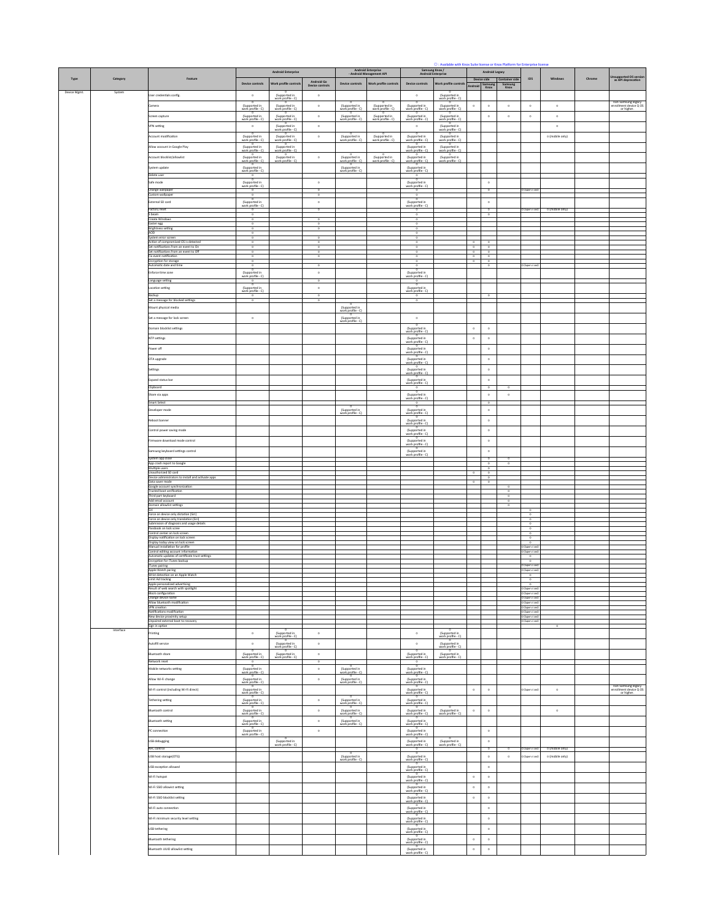◎ : Available with Knox Suite license or Knox Platform for Enterprise license

| Type | Category | Feature | Android Enterprise | | | Android Enterprise - Android Management API | | Samsung Knox / Android Enterprise | | Android Legacy | | | iOS | Windows | Chrome | Unsupported OS version as API deprecation |
|---|---|---|---|---|---|---|---|---|---|---|---|---|---|---|---|---|
| | | | Device controls | Work profile controls | Android Go Device controls | Device controls | Work profile controls | Device controls | Work profile controls | Device side | | Container side | | | | |
| | | | | | | | | | | Android | Samsung Knox | Samsung Knox | | | | |
| Device Mgmt | System | User credentials config | ○ | ○ (Supported in work profile - C) | ○ | | | ○ | ○ (Supported in work profile - C) | | | | | | | |
| | | Camera | ○ (Supported in work profile - C) | ○ (Supported in work profile - C) | ○ | ○ (Supported in work profile - C) | ○ (Supported in work profile - C) | ○ (Supported in work profile - C) | ○ (Supported in work profile - C) | ○ | ○ | ○ | ○ | ○ | | non-Samsung legacy enrollment device Q OS or higher. |
| | | Screen capture | ○ (Supported in work profile - C) | ○ (Supported in work profile - C) | ○ | ○ (Supported in work profile - C) | ○ (Supported in work profile - C) | ○ (Supported in work profile - C) | ○ (Supported in work profile - C) | | ○ | ○ | ○ | ○ | | |
| | | VPN setting | ○ | ○ (Supported in work profile - C) | ○ | | | ○ | ○ (Supported in work profile - C) | | | | | ○ | | |
| | | Account modification | ○ (Supported in work profile - C) | ○ (Supported in work profile - C) | ○ | ○ (Supported in work profile - C) | ○ (Supported in work profile - C) | ○ (Supported in work profile - C) | ○ (Supported in work profile - C) | | | | | ○ (mobile only) | | |
| | | Allow account in Google Play | ○ (Supported in work profile - C) | ○ (Supported in work profile - C) | | | | ○ (Supported in work profile - C) | ○ (Supported in work profile - C) | | | | | | | |
| | | Account blocklist/allowlist | ○ (Supported in work profile - C) | ○ (Supported in work profile - C) | ○ | ○ (Supported in work profile - C) | ○ (Supported in work profile - C) | ○ (Supported in work profile - C) | ○ (Supported in work profile - C) | | | | | | | |
| | | System update | ○ (Supported in work profile - C) | | | ○ (Supported in work profile - C) | | ○ (Supported in work profile - C) | | | | | | | | |
| | | Delete user | ○ | | | | | ○ | | | | | | | | |
| | | Safe mode | ○ (Supported in work profile - C) | | ○ | | | ○ (Supported in work profile - C) | | | ○ | | | | | |
| | | Change wallpaper | ○ | | ○ | | | ○ | | | ○ | | ○ (Supervised) | | | |
| | | Custom wallpaper | ○ | | ○ | | | ○ | | | | | | | | |
| | | External SD card | ○ (Supported in work profile - C) | | ○ | | | ○ (Supported in work profile - C) | | | ○ | | | | | |
| | | Factory reset | ○ | | ○ | | | ○ | | | ○ | | ○ (Supervised) | ○ (mobile only) | | |
| | | S Beam | ○ | | | | | ○ | | | ○ | | | | | |
| | | Create Windows | ○ | | ○ | | | ○ | | | | | | | | |
| | | Easter egg | ○ | | ○ | | | ○ | | | | | | | | |
| | | Brightness setting | ○ | | ○ | | | ○ | | | | | | | | |
| | | AOD | ○ | | | | | ○ | | | | | | | | |
| | | System error screen | ○ | | ○ | | | ○ | | | | | | | | |
| | | Action of compromised OS is detected | ○ | | ○ | | | ○ | | ○ | ○ | | | | | |
| | | Set notifications from an event to On | ○ | | ○ | | | ○ | | ○ | ○ | | | | | |
| | | Set notifications from an event to Off | ○ | | ○ | | | ○ | | ○ | ○ | | | | | |
| | | Fix event notification | ○ | | ○ | | | ○ | | ○ | ○ | | | | | |
| | | Encryption for storage | ○ | | | | | ○ | | ○ | ○ | | | | | |
| | | Automatic date and time | ○ | | ○ | | | ○ | | | ○ | | ○ (Supervised) | | | |
| | | Enforce time zone | ○ (Supported in work profile - C) | | ○ | | | ○ (Supported in work profile - C) | | | | | | | | |
| | | Language setting | ○ | | ○ | | | ○ | | | | | | | | |
| | | Location setting | ○ (Supported in work profile - C) | | ○ | | | ○ (Supported in work profile - C) | | | | | | | | |
| | | Backup | ○ | | ○ | | | ○ | | | ○ | | | | | |
| | | Set a message for blocked settings | ○ | | ○ | | | ○ | | | | | | | | |
| | | Mount physical media | | | | ○ (Supported in work profile - C) | | | | | | | | | | |
| | | Set a message for lock screen | ○ | | | ○ (Supported in work profile - C) | | ○ | | | | | | | | |
| | | Domain blocklist settings | | | | | | ○ (Supported in work profile - C) | | ○ | ○ | | | | | |
| | | NTP settings | | | | | | ○ (Supported in work profile - C) | | ○ | ○ | | | | | |
| | | Power off | | | | | | ○ (Supported in work profile - C) | | | ○ | | | | | |
| | | OTA upgrade | | | | | | ○ (Supported in work profile - C) | | | ○ | | | | | |
| | | Settings | | | | | | ○ (Supported in work profile - C) | | | ○ | | | | | |
| | | Expand status bar | | | | | | ○ (Supported in work profile - C) | | | ○ | | | | | |
| | | Clipboard | | | | | | ○ | | | ○ | ○ | | | | |
| | | Share via apps | | | | | | ○ (Supported in work profile - C) | | | ○ | ○ | | | | |
| | | Smart Select | | | | | | ○ | | | ○ | | | | | |
| | | Developer mode | | | | ○ (Supported in work profile - C) | | ○ (Supported in work profile - C) | | | ○ | | | | | |
| | | Reboot banner | | | | | | ○ (Supported in work profile - C) | | | ○ | | | | | |
| | | Control power saving mode | | | | | | ○ (Supported in work profile - C) | | | ○ | | | | | |
| | | Firmware download mode control | | | | | | ○ (Supported in work profile - C) | | | ○ | | | | | |
| | | Samsung keyboard settings control | | | | | | ○ (Supported in work profile - C) | | | ○ | | | | | |
| | | System app close | | | | | | | | | ○ | ○ | | | | |
| | | App crash report to Google | | | | | | | | | ○ | ○ | | | | |
| | | Multiple users | | | | | | | | | ○ | | | | | |
| | | Unauthorized SD card | | | | | | | | ○ | ○ | | | | | |
| | | Device administrators to install and activate apps | | | | | | | | | ○ | | | | | |
| | | Data saver mode | | | | | | | | ○ | ○ | | | | | |
| | | Google account synchronization | | | | | | | | | | ○ | | | | |
| | | Trusted boot verification | | | | | | | | | | ○ | | | | |
| | | Third-part keyboard | | | | | | | | | | ○ | | | | |
| | | Add email account | | | | | | | | | | ○ | | | | |
| | | Domain allowlist settings | | | | | | | | | | ○ | | | | |
| | | Siri | | | | | | | | | | | ○ | | | |
| | | Force on device only dictation (Siri) | | | | | | | | | | | ○ | | | |
| | | Force on device only translation(Siri) | | | | | | | | | | | ○ | | | |
| | | Submission of diagnosis and usage details | | | | | | | | | | | ○ | | | |
| | | Passbook on lock scree | | | | | | | | | | | ○ | | | |
| | | Control center on lock screen | | | | | | | | | | | ○ | | | |
| | | Display notification on lock screen | | | | | | | | | | | ○ | | | |
| | | Display today view on lock screen | | | | | | | | | | | ○ | | | |
| | | Manual installation for profile | | | | | | | | | | | ○ (Supervised) | | | |
| | | Control editing account information | | | | | | | | | | | ○ (Supervised) | | | |
| | | Automatic updates of certificate trust settings | | | | | | | | | | | ○ | | | |
| | | Encryption for iTunes Backup | | | | | | | | | | | ○ | | | |
| | | iTunes pairing | | | | | | | | | | | ○ (Supervised) | | | |
| | | AppleWatch paring | | | | | | | | | | | ○ (Supervised) | | | |
| | | Wrist detection on an Apple Watch | | | | | | | | | | | ○ | | | |
| | | Limit Ad tracking | | | | | | | | | | | ○ | | | |
| | | Apple personalized advertising | | | | | | | | | | | ○ | | | |
| | | Result of web search with spotlight | | | | | | | | | | | ○ (Supervised) | | | |
| | | iBook configuration | | | | | | | | | | | ○ (Supervised) | | | |
| | | Change device name | | | | | | | | | | | ○ (Supervised) | | | |
| | | Allow bluetooth modification | | | | | | | | | | | ○ (Supervised) | | | |
| | | VPN creation | | | | | | | | | | | ○ (Supervised) | | | |
| | | Notifications modification | | | | | | | | | | | ○ (Supervised) | | | |
| | | New device proximity setup | | | | | | | | | | | ○ (Supervised) | | | |
| | | Unpaired external boot to recovery | | | | | | | | | | | ○ (Supervised) | | | |
| | | Sign in option | | | | | | | | | | | | ○ | | |
| | Interface | Printing | ○ | ○ (Supported in work profile - C) | ○ | | | ○ | ○ (Supported in work profile - C) | | | | | | | |
| | | Autofill service | ○ | ○ (Supported in work profile - C) | ○ | | | ○ | ○ (Supported in work profile - C) | | | | | | | |
| | | Bluetooth share | ○ (Supported in work profile - C) | ○ (Supported in work profile - C) | ○ | | | ○ (Supported in work profile - C) | ○ (Supported in work profile - C) | | | | | | | |
| | | Network reset | ○ | | ○ | | | ○ | | | | | | | | |
| | | Mobile networks setting | ○ (Supported in work profile - C) | | ○ | ○ (Supported in work profile - C) | | ○ (Supported in work profile - C) | | | | | | | | |
| | | Allow Wi-Fi change | ○ (Supported in work profile - C) | | ○ | ○ (Supported in work profile - C) | | ○ (Supported in work profile - C) | | | | | | | | |
| | | Wi-Fi control (including Wi-Fi direct) | ○ (Supported in work profile - C) | | | | | ○ (Supported in work profile - C) | | ○ | ○ | | ○ (Supervised) | ○ | | non-Samsung legacy enrollment device Q OS or higher. |
| | | Tethering setting | ○ (Supported in work profile - C) | | ○ | ○ (Supported in work profile - C) | | ○ (Supported in work profile - C) | | | | | | | | |
| | | Bluetooth control | ○ (Supported in work profile - C) | | ○ | ○ (Supported in work profile - C) | | ○ (Supported in work profile - C) | ○ (Supported in work profile - C) | ○ | ○ | | | ○ | | |
| | | Bluetooth setting | ○ (Supported in work profile - C) | | ○ | ○ (Supported in work profile - C) | | ○ (Supported in work profile - C) | | | | | | | | |
| | | PC connection | ○ (Supported in work profile - C) | | ○ | | | ○ (Supported in work profile - C) | | | ○ | | | | | |
| | | USB debugging | | ○ (Supported in work profile - C) | | | | ○ (Supported in work profile - C) | ○ (Supported in work profile - C) | | ○ | | | | | |
| | | NFC control | | | | | | ○ | | | ○ | ○ | ○ (Supervised) | ○ (mobile only) | | |
| | | USB host storage(OTG) | | | | ○ (Supported in work profile - C) | | ○ (Supported in work profile - C) | | | ○ | ○ | ○ (Supervised) | ○ (mobile only) | | |
| | | USB exception allowed | | | | | | ○ (Supported in work profile - C) | | | ○ | | | | | |
| | | Wi-Fi hotspot | | | | | | ○ (Supported in work profile - C) | | ○ | ○ | | | | | |
| | | Wi-Fi SSID allowlist setting | | | | | | ○ (Supported in work profile - C) | | ○ | ○ | | | | | |
| | | Wi-Fi SSID blocklist setting | | | | | | ○ (Supported in work profile - C) | | ○ | ○ | | | | | |
| | | Wi-Fi auto connection | | | | | | ○ (Supported in work profile - C) | | | ○ | | | | | |
| | | Wi-Fi minimum security level setting | | | | | | ○ (Supported in work profile - C) | | | ○ | | | | | |
| | | USB tethering | | | | | | ○ (Supported in work profile - C) | | | ○ | | | | | |
| | | Bluetooth tethering | | | | | | ○ (Supported in work profile - C) | | ○ | ○ | | | | | |
| | | Bluetooth UUID allowlist setting | | | | | | ○ (Supported in work profile - C) | | ○ | ○ | | | | | |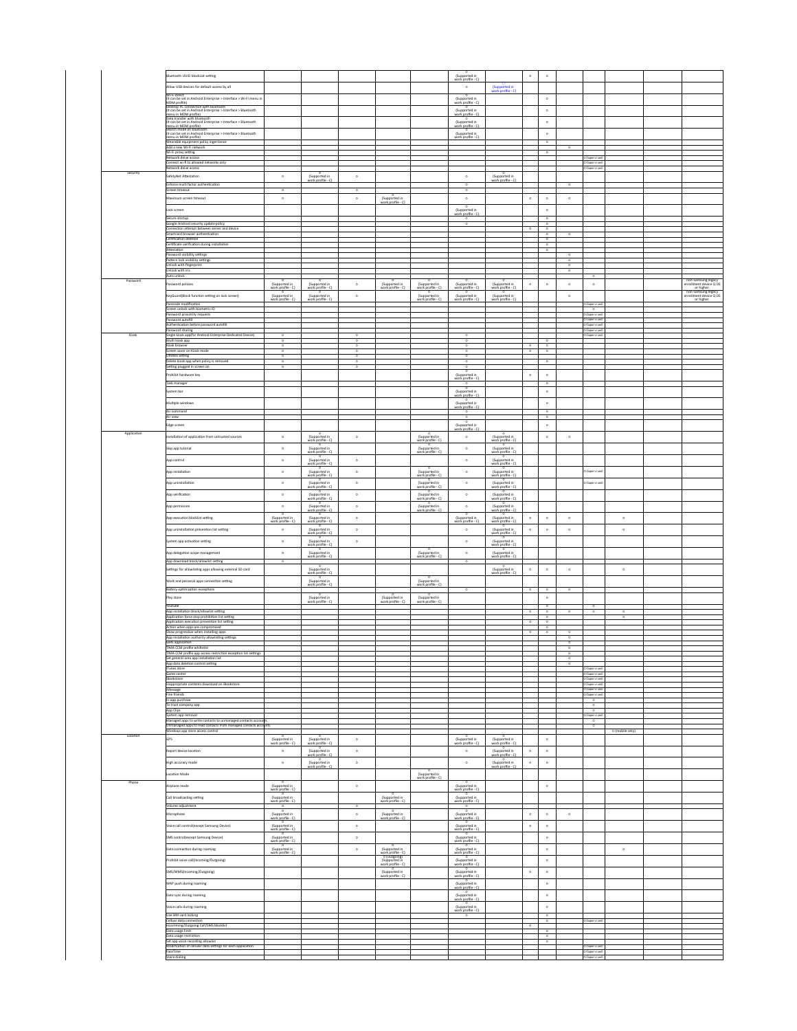| | | | | | | | | | | | | | | | |
|---|---|---|---|---|---|---|---|---|---|---|---|---|---|---|---|
| | Bluetooth UUID blocklist setting | | | | | | O (Supported in work profile - C) | | O | O | | | | | |
| | Allow USB devices for default access by all | | | | | | O | O (Supported in work profile - C) | | | | | | | |
| | Wi-Fi direct (It can be set in Android Enterprise > Interface > Wi-Fi menu in MDM profile) | | | | | | O (Supported in work profile - C) | | | O | | | | | |
| | Desktop PC connection with bluetooth (It can be set in Android Enterprise > Interface > Bluetooth menu in MDM profile) | | | | | | O (Supported in work profile - C) | | | O | | | | | |
| | Data transfer with bluetooth (It can be set in Android Enterprise > Interface > Bluetooth menu in MDM profile) | | | | | | O (Supported in work profile - C) | | | O | | | | | |
| | Search mode on bluetooth (It can be set in Android Enterprise > Interface > Bluetooth menu in MDM profile) | | | | | | O (Supported in work profile - C) | | | O | | | | | |
| | Wearable equipment policy ingerstance | | | | | | | | | O | | | | | |
| | Add a new Wi-Fi network | | | | | | | | | | O | | | | |
| | Wi-Fi proxy setting | | | | | | | | | O | | | | | |
| | Network deive access | | | | | | | | | | | O(Supervised) | | | |
| | Connect wi-fi to allowed networks only | | | | | | | | | | | O(Supervised) | | | |
| | Network deive access | | | | | | | | | | | O(Supervised) | | | |
| Security | SafetyNet Attestation | O | O (Supported in work profile - C) | O | | | O | O (Supported in work profile - C) | | | | | | | |
| | Enforce multi factor authentication | | | | | | O | | | | O | | | | |
| | Screen timeout | O | | O | | | O | | | | | | | | |
| | Maximum screen timeout | O | | O | O (Supported in work profile - C) | | O | | O | O | O | | | | |
| | Lock screen | | | | | | O (Supported in work profile - C) | | | O | | | | | |
| | Secure startup | | | | | | O | | | O | | | | | |
| | Google Android security update policy | | | | | | O | | | O | | | | | |
| | Connection attempt between server and device | | | | | | | | O | O | | | | | |
| | Smartcard browser authentication | | | | | | | | | O | O | | | | |
| | Certification deletion | | | | | | | | | O | | | | | |
| | Certificate verification during installation | | | | | | | | | O | | | | | |
| | Attestation | | | | | | | | | O | | | | | |
| | Password visibility settings | | | | | | | | | | O | | | | |
| | Pattern lock visibility settings | | | | | | | | | | O | | | | |
| | Unlock with fingerprint | | | | | | | | | | O | | | | |
| | Unlock with iris | | | | | | | | | | O | | | | |
| | Auto unlock | | | | | | | | | | | O | | | |
| Password | Password policies | O (Supported in work profile - C) | O (Supported in work profile - C) | O | O (Supported in work profile - C) | O (Supported in work profile - C) | O (Supported in work profile - C) | O (Supported in work profile - C) | O | O | O | O | | | non-Samsung legacy enrollment device Q OS or higher. |
| | KeyGuard(Block function setting on lock screen) | O (Supported in work profile - C) | O (Supported in work profile - C) | O | | O (Supported in work profile - C) | O (Supported in work profile - C) | O (Supported in work profile - C) | | | O | | | | non-Samsung legacy enrollment device Q OS or higher. |
| | Passcode modification | | | | | | | | | | | O(Supervised) | | | |
| | Screen unlock with biometric ID | | | | | | | | | | | O | | | |
| | Password proximity requests | | | | | | | | | | | O(Supervised) | | | |
| | Password autofill | | | | | | | | | | | O(Supervised) | | | |
| | Authentication before password autofill | | | | | | | | | | | O(Supervised) | | | |
| | Password sharing | | | | | | | | | | | O(Supervised) | | | |
| Kiosk | Single kiosk app(For Android Enterprise Dedicated Device) | O | | O | | | O | | | | | O(Supervised) | | | |
| | Multi kiosk app | O | | O | | | O | | | O | | | | | |
| | Kiosk browser | O | | O | | | O | | O | O | | | | | |
| | Screen saver on Kiosk mode | O | | O | | | O | | O | O | | | | | |
| | Devices setting | O | | O | | | O | | | | | | | | |
| | Delete kiosk app when policy is removed | O | | O | | | O | | | O | | | | | |
| | Setting plugged in screen on | O | | O | | | O | | | | | | | | |
| | Prohibit hardware key | | | | | | O (Supported in work profile - C) | | O | O | | | | | |
| | Task manager | | | | | | O | | | O | | | | | |
| | System bar | | | | | | O (Supported in work profile - C) | | | O | | | | | |
| | Multiple windows | | | | | | O (Supported in work profile - C) | | | O | | | | | |
| | Air command | | | | | | O | | | O | | | | | |
| | Air view | | | | | | O | | | O | | | | | |
| | Edge screen | | | | | | O (Supported in work profile - C) | | | O | | | | | |
| Application | Installation of application from untrusted sources | O | O (Supported in work profile - C) | O | | O (Supported in work profile - C) | O | O (Supported in work profile - C) | | O | O | | | | |
| | Skip app tutorial | O | O (Supported in work profile - C) | | | O (Supported in work profile - C) | O | O (Supported in work profile - C) | | | | | | | |
| | App control | O | O (Supported in work profile - C) | O | | | O | O (Supported in work profile - C) | | | | | | | |
| | App installation | O | O (Supported in work profile - C) | O | | O (Supported in work profile - C) | O | O (Supported in work profile - C) | | | | O(Supervised) | | | |
| | App uninstallation | O | O (Supported in work profile - C) | O | | O (Supported in work profile - C) | O | O (Supported in work profile - C) | | | | O(Supervised) | | | |
| | App verification | O | O (Supported in work profile - C) | O | | O (Supported in work profile - C) | O | O (Supported in work profile - C) | | | | | | | |
| | App permission | O | O (Supported in work profile - C) | O | | O (Supported in work profile - C) | O | O (Supported in work profile - C) | | | | | | | |
| | App execution blocklist setting | O (Supported in work profile - C) | O (Supported in work profile - C) | O | | | O (Supported in work profile - C) | O (Supported in work profile - C) | O | O | O | | O | | |
| | App uninstallation prevention list setting | O | O (Supported in work profile - C) | O | | | O | O (Supported in work profile - C) | O | O | O | | O | | |
| | System app activation setting | O | O (Supported in work profile - C) | O | | | O | O (Supported in work profile - C) | | | | | | | |
| | App delegation scope management | O | O (Supported in work profile - C) | | | O (Supported in work profile - C) | O | O (Supported in work profile - C) | | | | | | | |
| | App download block/allowlist setting | O | | | | | O | | | | | | | | |
| | Settings for allowlisting apps allowing external SD card | | O (Supported in work profile - C) | | | | | O (Supported in work profile - C) | O | O | O | | O | | |
| | Work and personal apps connection setting | | O (Supported in work profile - C) | | | O (Supported in work profile - C) | | | | | | | | | |
| | Battery optimization exceptions | | | | | | O | | O | O | O | | | | |
| | Play store | | O (Supported in work profile - C) | | O (Supported in work profile - C) | O (Supported in work profile - C) | | | | O | | | | | |
| | Youtube | | | | | | | | | O | | O | | | |
| | App installation block/allowlist setting | | | | | | | | O | O | O | O | O | | |
| | Application force stop prohibition list setting | | | | | | | | | O | | | O | | |
| | Application execution prevention list setting | | | | | | | | O | O | | | | | |
| | Action when apps are compromised | | | | | | | | | O | | | | | |
| | Show progressbar when installing apps | | | | | | | | O | O | O | | | | |
| | App installation authority allowlisting settings | | | | | | | | | | O | | | | |
| | SMS application | | | | | | | | | | O | | | | |
| | TIMA CCM profile whitelist | | | | | | | | | | O | | | | |
| | TIMA CCM profile app access restriction exception list settings | | | | | | | | | | O | | | | |
| | Set general area app installation list | | | | | | | | | | O | | | | |
| | App data deletion control setting | | | | | | | | | | O | | | | |
| | iTunes store | | | | | | | | | | | O(Supervised) | | | |
| | Game center | | | | | | | | | | | O(Supervised) | | | |
| | iBookstore | | | | | | | | | | | O(Supervised) | | | |
| | Inappropriate contents download on iBookstore | | | | | | | | | | | O(Supervised) | | | |
| | iMessage | | | | | | | | | | | O(Supervised) | | | |
| | Find friends | | | | | | | | | | | O(Supervised) | | | |
| | In-app purchase | | | | | | | | | | | O | | | |
| | To trust company app | | | | | | | | | | | O | | | |
| | App Clips | | | | | | | | | | | O | | | |
| | System app removal | | | | | | | | | | | O(Supervised) | | | |
| | Managed apps to write contacts to unmanaged contacts accounts | | | | | | | | | | | O | | | |
| | Unmanaged apps to read contacts from managed contacts accounts | | | | | | | | | | | O | | | |
| | Windows app store access control | | | | | | | | | | | | O (mobile only) | | |
| Location | GPS | O (Supported in work profile - C) | O (Supported in work profile - C) | O | | | O (Supported in work profile - C) | O (Supported in work profile - C) | | O | | | | | |
| | Report device location | O | O (Supported in work profile - C) | O | | | O | O (Supported in work profile - C) | O | O | | | | | |
| | High accuracy mode | O | O (Supported in work profile - C) | O | | | O | O (Supported in work profile - C) | O | O | | | | | |
| | Location Mode | | | | | O (Supported in work profile - C) | | | | | | | | | |
| Phone | Airplane mode | O (Supported in work profile - C) | | O | | | O (Supported in work profile - C) | | | O | | | | | |
| | Call broadcasting setting | O (Supported in work profile - C) | | | O (Supported in work profile - C) | | O (Supported in work profile - C) | | | | | | | | |
| | Volume adjustment | | | O | | | O | | | | | | | | |
| | Microphone | O (Supported in work profile - C) | | O | O (Supported in work profile - C) | | O (Supported in work profile - C) | | O | O | O | | | | |
| | Voice call control(except Samsung Device) | O (Supported in work profile - C) | | O | | | O (Supported in work profile - C) | | O | O | | | | | |
| | SMS control(except Samsung Device) | O (Supported in work profile - C) | | O | | | O (Supported in work profile - C) | | | O | | | | | |
| | Data connection during roaming | O (Supported in work profile - C) | | O | O (Supported in work profile - C) | | O (Supported in work profile - C) | | | O | | | O | | |
| | Prohibit voice call(Incoming/Outgoing) | | | | O (Outgoing) (Supported in work profile - C) | | O (Supported in work profile - C) | | | O | | | | | |
| | SMS/MMS(Incoming/Outgoing) | | | | O (Supported in work profile - C) | | O (Supported in work profile - C) | | O | O | | | | | |
| | WAP push during roaming | | | | | | O (Supported in work profile - C) | | | O | | | | | |
| | Data sync during roaming | | | | | | O (Supported in work profile - C) | | | O | | | | | |
| | Voice calls during roaming | | | | | | O (Supported in work profile - C) | | | O | | | | | |
| | One SIM card locking | | | | | | O | | | O | | | | | |
| | Cellular data connection | | | | | | | | | O | | O(Supervised) | | | |
| | Incomming/Outgoing Call/SMS blocklist | | | | | | | | O | | | | | | |
| | Data usage limit | | | | | | | | | O | | | | | |
| | Data usage restriction | | | | | | | | | O | | | | | |
| | Set app voice recording allowlist | | | | | | | | | O | | | | | |
| | Modification of cellular data settings for each application | | | | | | | | | | | O(Supervised) | | | |
| | FaceTime | | | | | | | | | | | O(Supervised) | | | |
| | Voice dialing | | | | | | | | | | | O(Supervised) | | | |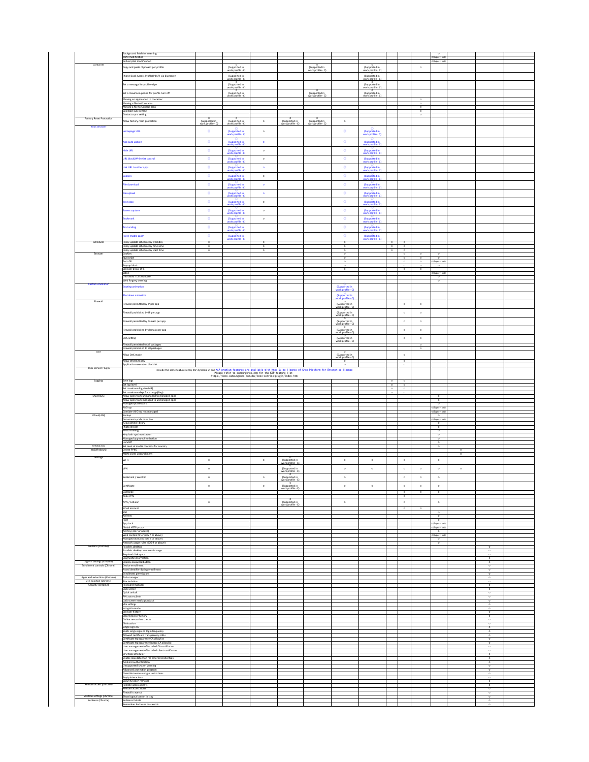| | | | | | | | | | | | | | | | |
|---|---|---|---|---|---|---|---|---|---|---|---|---|---|---|---|
| | Background fetch for roaming | | | | | | | | | | | o | | | |
| | APN modification | | | | | | | | | | | O (Supervised) | | | |
| | Cellular plan modification | | | | | | | | | | | O (Supervised) | | | |
| Container | Copy and paste clipboard per profile | | O (Supported in work profile - C) | | | O (Supported in work profile - C) | | O (Supported in work profile - C) | | | o | | | | |
| | Phone Book Access Profile(PBAP) via Bluetooth | | O (Supported in work profile - C) | | | | | O (Supported in work profile - C) | | | | | | | |
| | Set a message for profile wipe | | O (Supported in work profile - C) | | | | | O (Supported in work profile - C) | | | | | | | |
| | Set a maximum period for profile turn off | | O (Supported in work profile - C) | | | O (Supported in work profile - C) | | O (Supported in work profile - C) | | | | | | | |
| | Moving an application to container | | | | | | | | | | o | | | | |
| | Moving a file to Knox area | | | | | | | | | | o | | | | |
| | Moving a file to General area | | | | | | | | | | o | | | | |
| | Calendar sync setting | | | | | | | | | | o | | | | |
| | Contacts sync setting | | | | | | | | | | o | | | | |
| Factory Reset Protection | Allow factory reset protection | O (Supported in work profile - C) | O (Supported in work profile - C) | o | O (Supported in work profile - C) | O (Supported in work profile - C) | o | | | | | | | | |
| Knox Browser | Homepage URL | O | O (Supported in work profile - C) | o | | | O | O (Supported in work profile - C) | | | | | | | |
| | App auto update | O | O (Supported in work profile - C) | o | | | O | O (Supported in work profile - C) | | | | | | | |
| | Hide URL | O | O (Supported in work profile - C) | o | | | O | O (Supported in work profile - C) | | | | | | | |
| | URL block/Whitelist control | O | O (Supported in work profile - C) | o | | | O | O (Supported in work profile - C) | | | | | | | |
| | Link URL to other apps | O | O (Supported in work profile - C) | o | | | O | O (Supported in work profile - C) | | | | | | | |
| | Cookies | O | O (Supported in work profile - C) | o | | | O | O (Supported in work profile - C) | | | | | | | |
| | File download | O | O (Supported in work profile - C) | o | | | O | O (Supported in work profile - C) | | | | | | | |
| | File upload | O | O (Supported in work profile - C) | o | | | O | O (Supported in work profile - C) | | | | | | | |
| | Text copy | O | O (Supported in work profile - C) | o | | | O | O (Supported in work profile - C) | | | | | | | |
| | Screen capture | O | O (Supported in work profile - C) | o | | | O | O (Supported in work profile - C) | | | | | | | |
| | Bookmark | O | O (Supported in work profile - C) | o | | | O | O (Supported in work profile - C) | | | | | | | |
| | Text scaling | O | O (Supported in work profile - C) | | | | O | O (Supported in work profile - C) | | | | | | | |
| | Force enable zoom | O | O (Supported in work profile - C) | | | | O | O (Supported in work profile - C) | | | | | | | |
| Scheduler | Policy update schedule by weekday | o | | o | | | o | | o | o | | | | | |
| | Policy update schedule by time zone | o | | o | | | o | | o | o | | | | | |
| | Policy update schedule by start time | o | | o | | | o | | o | o | | | | | |
| Browser | Cookies | | | | | | o | | | o | o | o | | | |
| | Javascript | | | | | | o | | | o | o | o | | | |
| | Auto fill | | | | | | o | | | o | o | O (Supervised) | | | |
| | Pop-up block | | | | | | o | | | o | o | o | | | |
| | Browser proxy URL | | | | | | o | | | o | o | | | | |
| | Safari | | | | | | | | | | | O (Supervised) | | | |
| | Untrusted TLS certificate | | | | | | | | | | | o | | | |
| | Web forgery warning | | | | | | | | | | | o | | | |
| Custom Animation | Booting animation | | | | | | O (Supported in work profile - C) | | | | | | | | |
| | Shutdown animation | | | | | | O (Supported in work profile - C) | | | | | | | | |
| Firewall | Firewall permitted by IP per app | | | | | | O (Supported in work profile - C) | | | o | o | | | | |
| | Firewall prohibited by IP per app | | | | | | O (Supported in work profile - C) | | | o | o | | | | |
| | Firewall permitted by domain per app | | | | | | O (Supported in work profile - C) | | | o | o | | | | |
| | Firewall prohibited by domain per app | | | | | | O (Supported in work profile - C) | | | o | o | | | | |
| | DNS setting | | | | | | O (Supported in work profile - C) | | | o | o | | | | |
| | Firewall permitted to all packages | | | | | | | | | | o | | | | |
| | Firewall prohibited to all packages | | | | | | | | | | o | | | | |
| DeX | Allow DeX mode | | | | | | O (Supported in work profile - C) | | | o | | | | | |
| | Allow ethernet only | | | | | | o | | | o | | | | | |
| | Application execution blocklist | | | | | | o | | | o | | | | | |
| Knox Service Plugin | Provide the same feature set by KSP dynamic UI and KSP premium features are available with Knox Suite license of Knox Platform for Enterprise license. Please refer to samsungknox.com for the KSP feature list. https://docs.samsungknox.com/dev/knox-service-plugin/index.htm | | | | | | | | | | | | | | |
| Logging | Save logs | | | | | | | | o | o | | | | | |
| | Set log level | | | | | | | | o | o | | | | | |
| | Set maximum log size(MB) | | | | | | | | o | o | | | | | |
| | Set maximum days for storage(Day) | | | | | | | | o | o | | | | | |
| Share(iOS) | Allow open from unmanaged to managed apps | | | | | | | | | | | o | | | |
| | Allow open from managed to unmanaged apps | | | | | | | | | | | o | | | |
| | Managed pasteboard | | | | | | | | | | | o | | | |
| | AirDrop | | | | | | | | | | | O (Supervised) | | | |
| | Consider AirDrop not managed | | | | | | | | | | | O (Supervised) | | | |
| iCloud(iOS) | Backup | | | | | | | | | | | o | | | |
| | Document synchronization | | | | | | | | | | | O (Supervised) | | | |
| | iCloud photo library | | | | | | | | | | | o | | | |
| | Photo stream | | | | | | | | | | | o | | | |
| | Photo sharing | | | | | | | | | | | o | | | |
| | Keychain synchronization | | | | | | | | | | | o | | | |
| | Managed app synchronization | | | | | | | | | | | o | | | |
| | Handoff | | | | | | | | | | | o | | | |
| Media(iOS) | Set level of media contents for country | | | | | | | | | | | o | | | |
| etc(Windows) | Delete PPKG | | | | | | | | | | | | o | | |
| | MDM client unenrollment | | | | | | | | | | | | o | | |
| Settings | Wi-Fi | o | | o | O (Supported in work profile - C) | | o | o | | o | | o | | | |
| | VPN | o | | | O (Supported in work profile - C) | | o | o | | o | o | o | o | | |
| | Bookmark / WebClip | o | | o | O (Supported in work profile - C) | | o | | | o | o | o | | | |
| | Certificate | o | | o | O (Supported in work profile - C) | | o | o | | o | o | o | | | |
| | Exchange | | | | | | | | | o | o | o | | | |
| | Knox VPN | | | | | | | | | o | | | | | |
| | APN / Cellular | o | | | O (Supported in work profile - C) | | o | | | o | | o | | | |
| | Email account | | | | | | | | | o | o | | | | |
| | SSO | | | | | | | | | | | o | | | |
| | AirPrint | | | | | | | | | | | o | | | |
| | Font | | | | | | | | | | | o | | | |
| | App Lock | | | | | | | | | | | O (Supervised) | | | |
| | Global HTTP proxy | | | | | | | | | | | O (Supervised) | | | |
| | AirPlay (iOS7 or above) | | | | | | | | | | | o | | | |
| | Web content filter (iOS 7 or above) | | | | | | | | | | | O (Supervised) | | | |
| | Managed domains (iOS 8 or above) | | | | | | | | | | | o | | | |
| | Network usage rules (iOS 9 or above) | | | | | | | | | | | o | | | |
| General (Chrome) | Parallels desktop | | | | | | | | | | | | | o | |
| | Parallels desktop windows image | | | | | | | | | | | | | o | |
| | Required disk space | | | | | | | | | | | | | o | |
| | Diagnostic information | | | | | | | | | | | | | o | |
| Sign-in settings (Chrome) | Display password button | | | | | | | | | | | | | o | |
| Enrollment controls (Chrome) | Device enrollment | | | | | | | | | | | | | o | |
| | Asset identifier during enrollment | | | | | | | | | | | | | o | |
| | Enrollment permissions | | | | | | | | | | | | | o | |
| Apps and extensions (Chrome) | Task manager | | | | | | | | | | | | | o | |
| Site isolation (Chrome) | Site isolation | | | | | | | | | | | | | o | |
| Security (Chrome) | Password manager | | | | | | | | | | | | | o | |
| | Lock screen | | | | | | | | | | | | | o | |
| | Quick unlock | | | | | | | | | | | | | o | |
| | PIN auto-submit | | | | | | | | | | | | | o | |
| | Lock screen media playback | | | | | | | | | | | | | o | |
| | Idle settings | | | | | | | | | | | | | o | |
| | Incognito mode | | | | | | | | | | | | | o | |
| | Browser history | | | | | | | | | | | | | o | |
| | Clear browser history | | | | | | | | | | | | | o | |
| | Online revocation checks | | | | | | | | | | | | | o | |
| | Geolocation | | | | | | | | | | | | | o | |
| | Single sign-on | | | | | | | | | | | | | o | |
| | SAML single sign-on login frequency | | | | | | | | | | | | | o | |
| | Allowed certificate transparency URLs | | | | | | | | | | | | | o | |
| | Certificate transparency CA allowlist | | | | | | | | | | | | | o | |
| | Certificate transparency legacy CA allowlist | | | | | | | | | | | | | o | |
| | User management of installed CA certificates | | | | | | | | | | | | | o | |
| | User management of installed client certificates | | | | | | | | | | | | | o | |
| | CPU task scheduler | | | | | | | | | | | | | o | |
| | Enable leak detection for entered credentials | | | | | | | | | | | | | o | |
| | Ambient authentication | | | | | | | | | | | | | o | |
| | Unsupported system warning | | | | | | | | | | | | | o | |
| | Advanced protection program | | | | | | | | | | | | | o | |
| | Override insecure origin restrictions | | | | | | | | | | | | | o | |
| | Popup interactions | | | | | | | | | | | | | o | |
| | Security token removal | | | | | | | | | | | | | o | |
| Remote access (Chrome) | Remote access clients | | | | | | | | | | | | | o | |
| | Remote access hosts | | | | | | | | | | | | | o | |
| | Firewall traversal | | | | | | | | | | | | | o | |
| Session settings (Chrome) | Show logout button in tray | | | | | | | | | | | | | o | |
| Kerberos (Chrome) | Kerberos tickets | | | | | | | | | | | | | o | |
| | Remember Kerberos passwords | | | | | | | | | | | | | o | |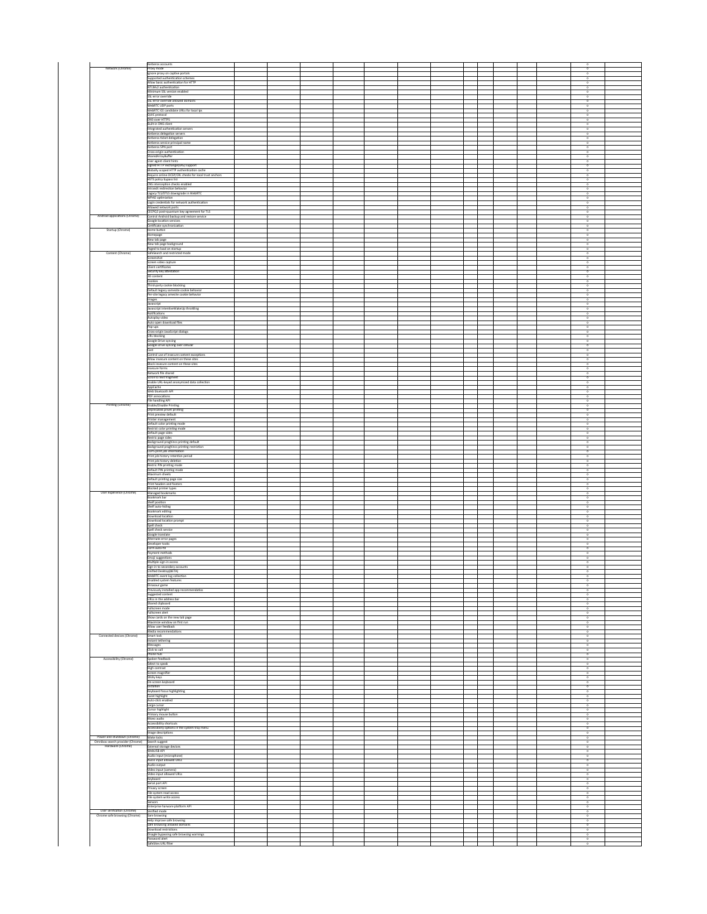| | | | | | | | | | | | | | | | |
|---|---|---|---|---|---|---|---|---|---|---|---|---|---|---|---|
| | Kerberos accounts | | | | | | | | | | | | | o | |
| Network (Chrome) | Proxy mode | | | | | | | | | | | | | o | |
| | Ignore proxy on captive portals | | | | | | | | | | | | | o | |
| | Supported authentication schemes | | | | | | | | | | | | | o | |
| | Allow basic authentication for HTTP | | | | | | | | | | | | | o | |
| | NTLMv2 authentication | | | | | | | | | | | | | o | |
| | Minimum SSL version enabled | | | | | | | | | | | | | o | |
| | SSL error override | | | | | | | | | | | | | o | |
| | SSL error override allowed domains | | | | | | | | | | | | | o | |
| | WebRTC UDP ports | | | | | | | | | | | | | o | |
| | WebRTC ICE candidate URLs for local IPs | | | | | | | | | | | | | o | |
| | QUIC protocol | | | | | | | | | | | | | o | |
| | DNS-over-HTTPS | | | | | | | | | | | | | o | |
| | Built-in DNS client | | | | | | | | | | | | | o | |
| | Integrated authentication servers | | | | | | | | | | | | | o | |
| | Kerberos delegation servers | | | | | | | | | | | | | o | |
| | Kerberos ticket delegation | | | | | | | | | | | | | o | |
| | Kerberos service principal name | | | | | | | | | | | | | o | |
| | Kerberos SPN port | | | | | | | | | | | | | o | |
| | Cross-origin authentication | | | | | | | | | | | | | o | |
| | SharedArrayBuffer | | | | | | | | | | | | | o | |
| | User agent client hints | | | | | | | | | | | | | o | |
| | Signed HTTP Exchange(SXG) support | | | | | | | | | | | | | o | |
| | Globally scoped HTTP authentication cache | | | | | | | | | | | | | o | |
| | Require online OCSP/CRL checks for local trust anchors | | | | | | | | | | | | | o | |
| | HSTS policy bypass list | | | | | | | | | | | | | o | |
| | CNS interception checks enabled | | | | | | | | | | | | | o | |
| | Intranet redirection behavior | | | | | | | | | | | | | o | |
| | Legacy TLS/DTLS downgrade in WebRTC | | | | | | | | | | | | | o | |
| | WPAD optimization | | | | | | | | | | | | | o | |
| | Login credentials for network authentication | | | | | | | | | | | | | o | |
| | Allowed network ports | | | | | | | | | | | | | o | |
| | CECPQ2 post-quantum key-agreement for TLS | | | | | | | | | | | | | o | |
| Android applications (Chrome) | Control Android backup and restore service | | | | | | | | | | | | | o | |
| | Google location services | | | | | | | | | | | | | o | |
| | Certificate synchronization | | | | | | | | | | | | | o | |
| Startup (Chrome) | Home button | | | | | | | | | | | | | o | |
| | Homepage | | | | | | | | | | | | | o | |
| | New tab page | | | | | | | | | | | | | o | |
| | New tab page background | | | | | | | | | | | | | o | |
| | Paged to load on startup | | | | | | | | | | | | | o | |
| Content (Chrome) | SafeSearch and restricted mode | | | | | | | | | | | | | o | |
| | Screenshot | | | | | | | | | | | | | o | |
| | Screen video capture | | | | | | | | | | | | | o | |
| | Client certificates | | | | | | | | | | | | | o | |
| | Security key attestation | | | | | | | | | | | | | o | |
| | 3D content | | | | | | | | | | | | | o | |
| | Cookies | | | | | | | | | | | | | o | |
| | Third-party cookie blocking | | | | | | | | | | | | | o | |
| | Default legacy samesite cookie behavior | | | | | | | | | | | | | o | |
| | Per-site legacy samesite cookie behavior | | | | | | | | | | | | | o | |
| | Images | | | | | | | | | | | | | o | |
| | Javascript | | | | | | | | | | | | | o | |
| | Javascript IntensiveWakeUp throttling | | | | | | | | | | | | | o | |
| | Notifications | | | | | | | | | | | | | o | |
| | Autoplay video | | | | | | | | | | | | | o | |
| | Auto open download files | | | | | | | | | | | | | o | |
| | Pop-ups | | | | | | | | | | | | | o | |
| | Cross-origin JavaScript dialogs | | | | | | | | | | | | | o | |
| | URL blocking | | | | | | | | | | | | | o | |
| | Google Drive syncing | | | | | | | | | | | | | o | |
| | Google Drive syncing over cellular | | | | | | | | | | | | | o | |
| | Cast | | | | | | | | | | | | | o | |
| | Control use of insecure content exceptions | | | | | | | | | | | | | o | |
| | Allow insecure content on these sites | | | | | | | | | | | | | o | |
| | Block insecure content on these sites | | | | | | | | | | | | | o | |
| | Insecure forms | | | | | | | | | | | | | o | |
| | Network file shared | | | | | | | | | | | | | o | |
| | Scroll to text fragment | | | | | | | | | | | | | o | |
| | Enable URL-keyed anonymized data collection | | | | | | | | | | | | | o | |
| | AppCache | | | | | | | | | | | | | o | |
| | Web bluetooth API | | | | | | | | | | | | | o | |
| | PDF annocations | | | | | | | | | | | | | o | |
| | File handling API | | | | | | | | | | | | | o | |
| Printing (Chrome) | Enable/Disable Printing | | | | | | | | | | | | | o | |
| | Deprecated privet printing | | | | | | | | | | | | | o | |
| | Print preview default | | | | | | | | | | | | | o | |
| | Printer management | | | | | | | | | | | | | o | |
| | Default color printing mode | | | | | | | | | | | | | o | |
| | Restrict color printing mode | | | | | | | | | | | | | o | |
| | Default page sides | | | | | | | | | | | | | o | |
| | Restric page sides | | | | | | | | | | | | | o | |
| | Background graphics printing default | | | | | | | | | | | | | o | |
| | Background graphics printing restriction | | | | | | | | | | | | | o | |
| | CUPS print job information | | | | | | | | | | | | | o | |
| | Print job history retention period | | | | | | | | | | | | | o | |
| | Print job history deletion | | | | | | | | | | | | | o | |
| | Restric PIN printing mode | | | | | | | | | | | | | o | |
| | Default PIN printing mode | | | | | | | | | | | | | o | |
| | Maximum sheets | | | | | | | | | | | | | o | |
| | Default printing page size | | | | | | | | | | | | | o | |
| | Print headers and footers | | | | | | | | | | | | | o | |
| | Blocked printer types | | | | | | | | | | | | | o | |
| User experience (Chrome) | Managed bookmarks | | | | | | | | | | | | | o | |
| | Bookmark bar | | | | | | | | | | | | | o | |
| | Shelf position | | | | | | | | | | | | | o | |
| | Shelf auto-hiding | | | | | | | | | | | | | o | |
| | Bookmark editing | | | | | | | | | | | | | o | |
| | Download location | | | | | | | | | | | | | o | |
| | Download location prompt | | | | | | | | | | | | | o | |
| | Spell check | | | | | | | | | | | | | o | |
| | Spell check service | | | | | | | | | | | | | o | |
| | Google translate | | | | | | | | | | | | | o | |
| | Alternate error pages | | | | | | | | | | | | | o | |
| | Developer tools | | | | | | | | | | | | | o | |
| | Form auto-fill | | | | | | | | | | | | | o | |
| | Payment methods | | | | | | | | | | | | | o | |
| | Emoji suggestions | | | | | | | | | | | | | o | |
| | Multiple sign-in access | | | | | | | | | | | | | o | |
| | Sign-in to secondary accounts | | | | | | | | | | | | | o | |
| | Unified Desktop(BETA) | | | | | | | | | | | | | o | |
| | WebRTC event log collection | | | | | | | | | | | | | o | |
| | Disabled system features | | | | | | | | | | | | | o | |
| | Dinasour game | | | | | | | | | | | | | o | |
| | Previously installed app recommendations | | | | | | | | | | | | | o | |
| | Suggested content | | | | | | | | | | | | | o | |
| | URLs in the address bar | | | | | | | | | | | | | o | |
| | Shared clipboard | | | | | | | | | | | | | o | |
| | Fullscreen mode | | | | | | | | | | | | | o | |
| | Fullscreen alert | | | | | | | | | | | | | o | |
| | Show cards on the new tab page | | | | | | | | | | | | | o | |
| | Maximize window on first run | | | | | | | | | | | | | o | |
| | Allow user feedback | | | | | | | | | | | | | o | |
| | Media recommendations | | | | | | | | | | | | | o | |
| Connected devices (Chrome) | Smart lock | | | | | | | | | | | | | o | |
| | Instant tethering | | | | | | | | | | | | | o | |
| | Messages | | | | | | | | | | | | | o | |
| | Click to call | | | | | | | | | | | | | o | |
| | Phone hub | | | | | | | | | | | | | o | |
| Accessibility (Chrome) | Spoken feedback | | | | | | | | | | | | | o | |
| | Select to speak | | | | | | | | | | | | | o | |
| | High contrast | | | | | | | | | | | | | o | |
| | Screen magnifier | | | | | | | | | | | | | o | |
| | Sticky keys | | | | | | | | | | | | | o | |
| | On-screen keyboard | | | | | | | | | | | | | o | |
| | Dictation | | | | | | | | | | | | | o | |
| | Keyboard focus highlighting | | | | | | | | | | | | | o | |
| | Caret highlight | | | | | | | | | | | | | o | |
| | Auto-click enabled | | | | | | | | | | | | | o | |
| | Large cursor | | | | | | | | | | | | | o | |
| | Cursor highlight | | | | | | | | | | | | | o | |
| | Primary mouse button | | | | | | | | | | | | | o | |
| | Mono audio | | | | | | | | | | | | | o | |
| | Accessibility shortcuts | | | | | | | | | | | | | o | |
| | Accessibility options in the system tray menu | | | | | | | | | | | | | o | |
| | Image descriptions | | | | | | | | | | | | | o | |
| Power and shutdown (Chrome) | Wake locks | | | | | | | | | | | | | o | |
| Omnibox search provider (Chrome) | Search suggest | | | | | | | | | | | | | o | |
| Hardware (Chrome) | External storage devices | | | | | | | | | | | | | o | |
| | WebUSB API | | | | | | | | | | | | | o | |
| | Audio input (microphone) | | | | | | | | | | | | | o | |
| | Audio input allowed URLs | | | | | | | | | | | | | o | |
| | Audio output | | | | | | | | | | | | | o | |
| | Video input (camera) | | | | | | | | | | | | | o | |
| | Video input allowed URLs | | | | | | | | | | | | | o | |
| | Keyboard | | | | | | | | | | | | | o | |
| | Serial port API | | | | | | | | | | | | | o | |
| | Privacy screen | | | | | | | | | | | | | o | |
| | File system read access | | | | | | | | | | | | | o | |
| | File system write access | | | | | | | | | | | | | o | |
| | Sensors | | | | | | | | | | | | | o | |
| | Enterprise harware platform API | | | | | | | | | | | | | o | |
| User verification (Chrome) | Verified mode | | | | | | | | | | | | | o | |
| Chrome safe browsing (Chrome) | Safe browsing | | | | | | | | | | | | | o | |
| | Help improve safe browsing | | | | | | | | | | | | | o | |
| | Safe browsing allowed domains | | | | | | | | | | | | | o | |
| | Download restrictions | | | | | | | | | | | | | o | |
| | Disable bypassing safe browsing warnings | | | | | | | | | | | | | o | |
| | Password alert | | | | | | | | | | | | | o | |
| | SafeSites URL filter | | | | | | | | | | | | | o | |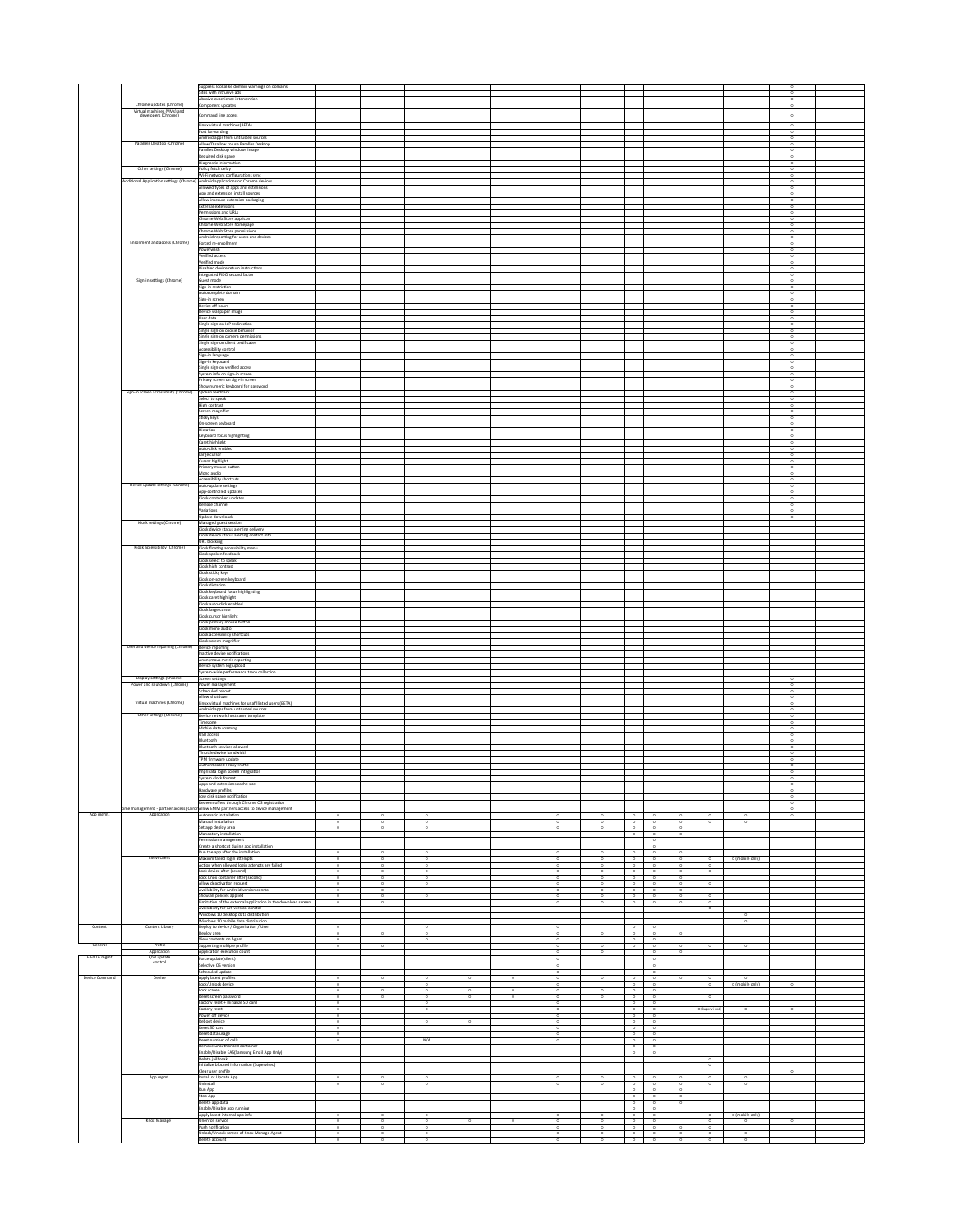| | | | | | | | | | | | | | | | | |
|---|---|---|---|---|---|---|---|---|---|---|---|---|---|---|---|---|
| | | Suppress lookalike domain warnings on domains | | | | | | | | | | | | | o | |
| | | Sites with intrusive ads | | | | | | | | | | | | | o | |
| | | Abusive experience intervention | | | | | | | | | | | | | o | |
| | Chrome updates (Chrome) | Component updates | | | | | | | | | | | | | o | |
| | Virtual machines (VMs) and developers (Chrome) | Command line access | | | | | | | | | | | | | o | |
| | | Linux virtual machines(BETA) | | | | | | | | | | | | | o | |
| | | Port forwarding | | | | | | | | | | | | | o | |
| | | Android apps from untrusted sources | | | | | | | | | | | | | o | |
| | Parallels Desktop (Chrome) | Allow/Disallow to use Parallels Desktop | | | | | | | | | | | | | o | |
| | | Parallels Desktop windows image | | | | | | | | | | | | | o | |
| | | Required disk space | | | | | | | | | | | | | o | |
| | | Diagnostic information | | | | | | | | | | | | | o | |
| | Other settings (Chrome) | Policy fetch delay | | | | | | | | | | | | | o | |
| | | Wi-Fi network configurations sync | | | | | | | | | | | | | o | |
| | Additional Application settings (Chrome) | Android applications on Chrome devices | | | | | | | | | | | | | o | |
| | | Allowed types of apps and extensions | | | | | | | | | | | | | o | |
| | | App and extension install sources | | | | | | | | | | | | | o | |
| | | Allow insecure extension packaging | | | | | | | | | | | | | o | |
| | | External extensions | | | | | | | | | | | | | o | |
| | | Permissions and URLs | | | | | | | | | | | | | o | |
| | | Chrome Web Store app icon | | | | | | | | | | | | | o | |
| | | Chrome Web Store homepage | | | | | | | | | | | | | o | |
| | | Chrome Web Store permissions | | | | | | | | | | | | | o | |
| | | Android reporting for users and devices | | | | | | | | | | | | | o | |
| | Enrollment and access (Chrome) | Forced re-enrollment | | | | | | | | | | | | | o | |
| | | Powerwash | | | | | | | | | | | | | o | |
| | | Verified access | | | | | | | | | | | | | o | |
| | | Verified mode | | | | | | | | | | | | | o | |
| | | Disabled device return instructions | | | | | | | | | | | | | o | |
| | | Integrated FIDO second factor | | | | | | | | | | | | | o | |
| | Sign-in settings (Chrome) | Guest mode | | | | | | | | | | | | | o | |
| | | Sign-in restriction | | | | | | | | | | | | | o | |
| | | Autocomplete domain | | | | | | | | | | | | | o | |
| | | Sign-in screen | | | | | | | | | | | | | o | |
| | | Device off hours | | | | | | | | | | | | | o | |
| | | Device wallpaper image | | | | | | | | | | | | | o | |
| | | User data | | | | | | | | | | | | | o | |
| | | Single sign-on IdP redirection | | | | | | | | | | | | | o | |
| | | Single sign-on cookie behavior | | | | | | | | | | | | | o | |
| | | Single sign-on camera permissions | | | | | | | | | | | | | o | |
| | | Single sign-on client certificates | | | | | | | | | | | | | o | |
| | | Accessibility control | | | | | | | | | | | | | o | |
| | | Sign-in language | | | | | | | | | | | | | o | |
| | | Sign-in keyboard | | | | | | | | | | | | | o | |
| | | Single sign-on verified access | | | | | | | | | | | | | o | |
| | | System info on sign-in screen | | | | | | | | | | | | | o | |
| | | Privacy screen on sign-in screen | | | | | | | | | | | | | o | |
| | | Show numeric keyboard for password | | | | | | | | | | | | | o | |
| | Sign-in screen accessibility (Chrome) | Spoken feedback | | | | | | | | | | | | | o | |
| | | Select to speak | | | | | | | | | | | | | o | |
| | | High contrast | | | | | | | | | | | | | o | |
| | | Screen magnifier | | | | | | | | | | | | | o | |
| | | Sticky keys | | | | | | | | | | | | | o | |
| | | On-screen keyboard | | | | | | | | | | | | | o | |
| | | Dictation | | | | | | | | | | | | | o | |
| | | Keyboard focus highlighting | | | | | | | | | | | | | o | |
| | | Caret highlight | | | | | | | | | | | | | o | |
| | | Auto-click enabled | | | | | | | | | | | | | o | |
| | | Large cursor | | | | | | | | | | | | | o | |
| | | Cursor highlight | | | | | | | | | | | | | o | |
| | | Primary mouse button | | | | | | | | | | | | | o | |
| | | Mono audio | | | | | | | | | | | | | o | |
| | | Accessibility shortcuts | | | | | | | | | | | | | o | |
| | Device update settings (Chrome) | Auto-update settings | | | | | | | | | | | | | o | |
| | | App-controlled updates | | | | | | | | | | | | | o | |
| | | Kiosk-controlled updates | | | | | | | | | | | | | o | |
| | | Release channel | | | | | | | | | | | | | o | |
| | | Variations | | | | | | | | | | | | | o | |
| | | Update downloads | | | | | | | | | | | | | o | |
| | Kiosk settings (Chrome) | Managed guest session | | | | | | | | | | | | | | |
| | | Kiosk device status alerting delivery | | | | | | | | | | | | | | |
| | | Kiosk device status alerting contact info | | | | | | | | | | | | | | |
| | | URL blocking | | | | | | | | | | | | | | |
| | Kiosk accessibility (Chrome) | Kiosk floating accessibility menu | | | | | | | | | | | | | | |
| | | Kiosk spoken feedback | | | | | | | | | | | | | | |
| | | Kiosk select to speak | | | | | | | | | | | | | | |
| | | Kiosk high contrast | | | | | | | | | | | | | | |
| | | Kiosk sticky keys | | | | | | | | | | | | | | |
| | | Kiosk on-screen keyboard | | | | | | | | | | | | | | |
| | | Kiosk dictation | | | | | | | | | | | | | | |
| | | Kiosk keyboard focus highlighting | | | | | | | | | | | | | | |
| | | Kiosk caret highlight | | | | | | | | | | | | | | |
| | | Kiosk auto-click enabled | | | | | | | | | | | | | | |
| | | Kiosk large cursor | | | | | | | | | | | | | | |
| | | Kiosk cursor highlight | | | | | | | | | | | | | | |
| | | Kiosk primary mouse button | | | | | | | | | | | | | | |
| | | Kiosk mono audio | | | | | | | | | | | | | | |
| | | Kiosk accessibility shortcuts | | | | | | | | | | | | | | |
| | | Kiosk screen magnifier | | | | | | | | | | | | | | |
| | User and device reporting (Chrome) | Device reporting | | | | | | | | | | | | | | |
| | | Inactive device notifications | | | | | | | | | | | | | | |
| | | Anonymous metric reporting | | | | | | | | | | | | | | |
| | | Device system log upload | | | | | | | | | | | | | | |
| | | System-wide performance trace collection | | | | | | | | | | | | | | |
| | Display settings (Chrome) | Screen settings | | | | | | | | | | | | | o | |
| | Power and shutdown (Chrome) | Power management | | | | | | | | | | | | | o | |
| | | Scheduled reboot | | | | | | | | | | | | | o | |
| | | Allow shutdown | | | | | | | | | | | | | o | |
| | Virtual machines (Chrome) | Linux virtual machines for unaffiliated users (BETA) | | | | | | | | | | | | | o | |
| | | Android apps from untrusted sources | | | | | | | | | | | | | o | |
| | Other settings (Chrome) | Device network hostname template | | | | | | | | | | | | | o | |
| | | Timezone | | | | | | | | | | | | | o | |
| | | Mobile data roaming | | | | | | | | | | | | | o | |
| | | USB access | | | | | | | | | | | | | o | |
| | | Bluetooth | | | | | | | | | | | | | o | |
| | | Bluetooth services allowed | | | | | | | | | | | | | o | |
| | | Throttle device bandwidth | | | | | | | | | | | | | o | |
| | | TPM firmware update | | | | | | | | | | | | | o | |
| | | Authenticated Proxy Traffic | | | | | | | | | | | | | o | |
| | | Imprivata login screen integration | | | | | | | | | | | | | o | |
| | | System clock format | | | | | | | | | | | | | o | |
| | | Apps and extensions cache size | | | | | | | | | | | | | o | |
| | | Hardware profiles | | | | | | | | | | | | | o | |
| | | Low disk space notification | | | | | | | | | | | | | o | |
| | | Redeem offers through Chrome OS registration | | | | | | | | | | | | | o | |
| | Zero management - partner access (Chrome) | Allow EMM partners access to device management | | | | | | | | | | | | | o | |
| App mgmt. | Application | Automatic installation | o | o | o | | | o | o | o | o | o | o | o | o | |
| | | Manual installation | o | o | o | | | o | o | o | o | o | o | o | | |
| | | Set app deploy area | o | o | o | | | o | o | o | o | o | | | | |
| | | Mandatory installation | | | | | | | | o | o | o | | | | |
| | | Permission management | | | | | | | | | o | | | | | |
| | | Create a shortcut during app installation | | | | | | | | | o | | | | | |
| | | Run the app after the installation | o | o | o | | | o | o | o | o | o | | | | |
| | EMM Client | Maximum failed login attempts | o | o | o | | | o | o | o | o | o | o | o (mobile only) | | |
| | | Action when allowed login attempts are failed | o | o | o | | | o | o | o | o | o | o | | | |
| | | Lock device after (second) | o | o | o | | | o | o | o | o | o | o | | | |
| | | Lock Knox container after (second) | o | o | o | | | o | o | o | o | o | | | | |
| | | Allow deactivation request | o | o | o | | | o | o | o | o | o | o | | | |
| | | Availability for Android version control | o | o | | | | o | o | o | o | o | | | | |
| | | Show all policies applied | o | o | o | | | o | o | o | o | o | o | | | |
| | | Limitation of the external application in the download screen | o | o | | | | o | o | o | o | o | o | | | |
| | | Availability for iOS version control | | | | | | | | | | | o | | | |
| | | Windows 10 desktop data distribution | | | | | | | | | | | | o | | |
| | | Windows 10 mobile data distribution | | | | | | | | | | | | o | | |
| Content | Content Library | Deploy to device / Organization / User | o | | o | | | o | | o | o | | | | | |
| | | Deploy area | o | o | o | | | o | o | o | o | o | | | | |
| | | View contents on Agent | o | | o | | | o | | o | o | | | | | |
| General | Profile | Supporting multiple profile | o | o | o | | | o | o | o | o | o | o | o | | |
| | Application | Application execution count | | | | | | o | o | o | o | | | | | |
| E-FOTA mgmt | F/W update control | Force update(silent) | | | | | | o | | | o | | | | | |
| | | Selective OS version | | | | | | o | | | o | | | | | |
| | | Scheduled update | | | | | | o | | | o | | | | | |
| Device Command | Device | Apply latest profiles | o | o | o | o | o | o | o | o | o | o | o | o | | |
| | | Lock/Unlock device | o | | o | | | o | | o | o | | o | o (mobile only) | o | |
| | | Lock screen | o | o | o | o | o | o | o | o | o | o | | | | |
| | | Reset screen password | o | o | o | o | o | o | o | o | o | | o | | | |
| | | Factory reset + Initialize SD card | o | | o | | | o | | o | o | | | | | |
| | | Factory reset | o | o | o | | | o | o | o | o | | o (Supervised) | o | o | |
| | | Power off device | o | | | | | o | | o | o | | | | | |
| | | Reboot device | o | | o | o | | o | | o | o | | | | | |
| | | Reset SD card | o | | | | | o | | o | o | | | | | |
| | | Reset data usage | o | | | | | o | | o | o | | | | | |
| | | Reset number of calls | o | | N/A | | | o | | o | o | | | | | |
| | | Remove unauthorized container | | | | | | | | o | o | | | | | |
| | | Enable/Disable EAS(Samsung Email App Only) | | | | | | | | o | o | | | | | |
| | | Delete jailbreak | | | | | | | | | | | o | | | |
| | | Initialize blocked information (Supervised) | | | | | | | | | | | o | | | |
| | | Clear user profile | | | | | | | | | | | | | o | |
| | App mgmt. | Install or Update App | o | o | o | | | o | o | o | o | o | o | o | | |
| | | Uninstall | o | o | o | | | o | o | o | o | o | o | o | | |
| | | Run App | | | | | | | | o | o | o | | | | |
| | | Stop App | | | | | | | | o | o | o | | | | |
| | | Delete app data | | | | | | | | o | o | o | | | | |
| | | Enable/Disable app running | | | | | | | | o | o | | | | | |
| | | Apply latest internal app info | o | o | o | | | o | o | o | o | | o | o (mobile only) | | |
| | Knox Manage | Unenroll service | o | o | o | o | o | o | o | o | o | | o | o | o | |
| | | Push notification | o | o | o | | | o | o | o | o | o | o | | | |
| | | Unlock/Unlock screen of Knox Manage Agent | o | o | o | | | o | o | o | o | o | o | o | | |
| | | Delete account | o | o | o | | | o | o | o | o | o | o | o | | |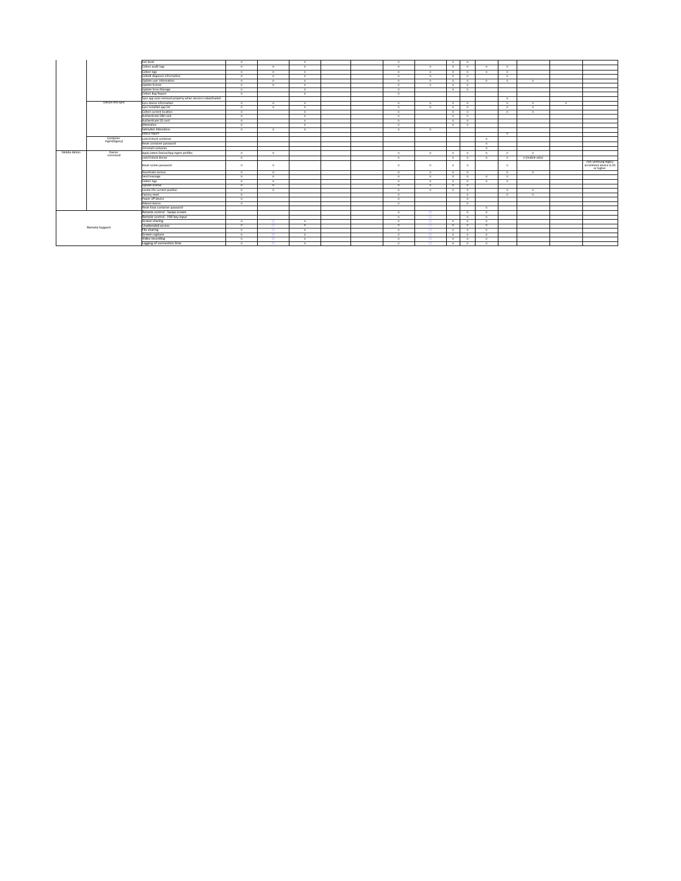| | | | | | | | | | | | | | | | | |
|---|---|---|---|---|---|---|---|---|---|---|---|---|---|---|---|---|
| | | Exit kiosk | o | | o | | | o | | o | o | | | | | |
| | | Collect audit logs | o | o | o | | | o | o | o | o | o | o | | | |
| | | Collect logs | o | o | o | | | o | o | o | o | o | o | | | |
| | | Collect diagnosis information | o | o | o | | | o | o | o | o | | o | | | |
| | | Update user information | o | o | o | | | o | o | o | o | o | o | o | | |
| | | Update license | o | o | o | | | o | o | o | o | | | | | |
| | | Update Knox Manage | o | | o | | | o | | o | o | | | | | |
| | | Collect Bug Report | o | | o | | | o | | | | | | | | |
| | | Sync app auto-removal property when service is deactivated | | | | | | | | | | | o | | | |
| | Device info sync | Sync device information | o | o | o | | | o | o | o | o | | o | o | o | |
| | | Sync installed app list | o | o | o | | | o | o | o | o | | o | o | | |
| | | Collect current location | o | | o | | | o | | o | o | | o | o | | |
| | | Authenticate SIM card | o | | o | | | o | | o | o | | | | | |
| | | Authenticate SD card | o | | o | | | o | | o | o | | | | | |
| | | Attestation | o | | o | | | o | | o | o | | | | | |
| | | SafetyNet Attestation | o | o | o | | | o | o | | | | | | | |
| | | Status report | | | | | | | | | | | o | | | |
| | Container mgmt(legacy) | Lock/Unlock container | | | | | | | | | | o | | | | |
| | | Reset container password | | | | | | | | | | o | | | | |
| | | Uninstall container | | | | | | | | | | o | | | | |
| Mobile Admin | Device command | Apply latest Device/App mgmt profiles | o | o | | | | o | o | o | o | o | o | o | | |
| | | Lock/Unlock device | o | | | | | o | | o | o | o | o | o (mobile only) | | |
| | | Reset screen password | o | o | | | | o | o | o | o | | o | | | non-samsung legacy enrollment device Q OS or higher |
| | | Deactivate service | o | o | | | | o | o | o | o | | o | o | | |
| | | Send message | o | o | | | | o | o | o | o | o | o | | | |
| | | Collect logs | o | o | | | | o | o | o | o | o | o | | | |
| | | Update license | o | o | | | | o | o | o | o | | | | | |
| | | Locate the current position | o | o | | | | o | o | o | o | | o | o | | |
| | | Factory reset | o | | | | | o | | | o | | o | o | | |
| | | Power off device | o | | | | | o | | | o | | | | | |
| | | Reboot device | o | | | | | o | | | o | | | | | |
| | | Reset Knox container password | | | | | | | | | | o | | | | |
| Remote Support | | Remote control - Swipe screen | | | | | | o | o | | o | o | | | | |
| | | Remote control - HW key input | | | | | | o | o | | o | o | | | | |
| | | Screen sharing | o | o | o | | | o | o | o | o | o | | | | |
| | | Unattended access | o | o | o | | | o | o | o | o | o | | | | |
| | | File sharing | o | o | o | | | o | o | o | o | o | | | | |
| | | Screen capture | o | o | o | | | o | o | o | o | o | | | | |
| | | Video recording | o | o | o | | | o | o | o | o | o | | | | |
| | | Logging of connection time | o | o | o | | | o | o | o | o | o | | | | |